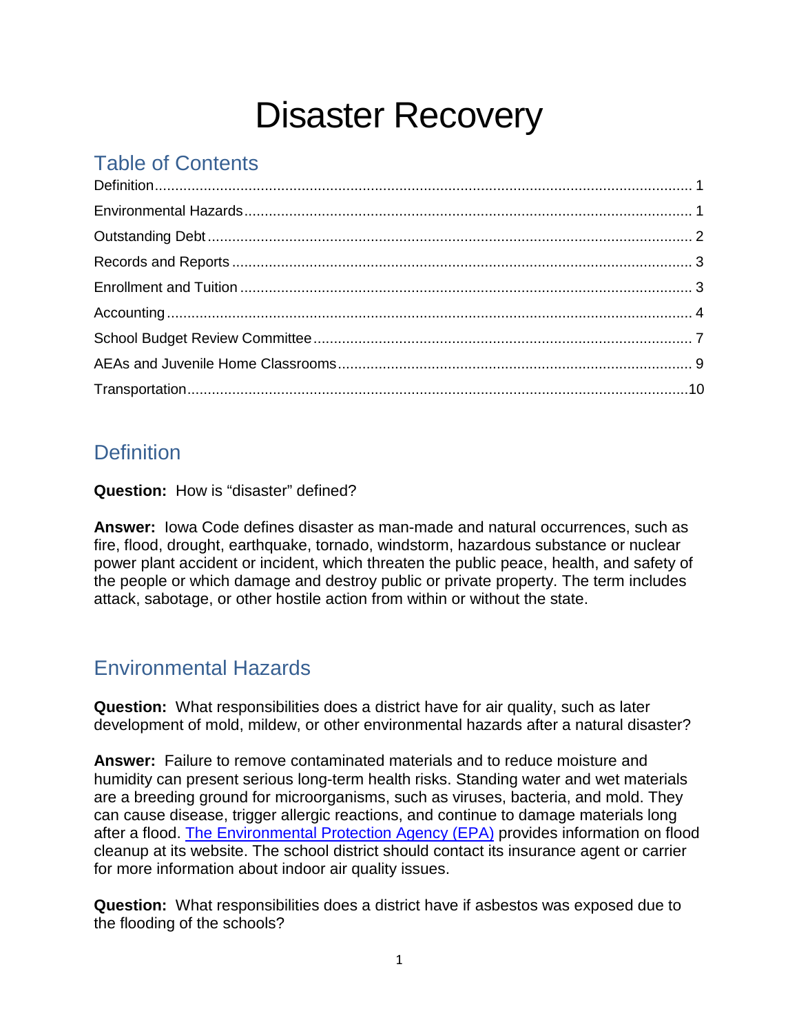# Disaster Recovery

## Table of Contents

Definition .................................................................................................................................. 1
Environmental Hazards ............................................................................................................ 1
Outstanding Debt ..................................................................................................................... 2
Records and Reports ................................................................................................................ 3
Enrollment and Tuition ............................................................................................................. 3
Accounting ................................................................................................................................ 4
School Budget Review Committee ........................................................................................... 7
AEAs and Juvenile Home Classrooms ..................................................................................... 9
Transportation ......................................................................................................................... 10

## Definition

**Question:** How is "disaster" defined?

**Answer:** Iowa Code defines disaster as man-made and natural occurrences, such as fire, flood, drought, earthquake, tornado, windstorm, hazardous substance or nuclear power plant accident or incident, which threaten the public peace, health, and safety of the people or which damage and destroy public or private property. The term includes attack, sabotage, or other hostile action from within or without the state.

## Environmental Hazards

**Question:** What responsibilities does a district have for air quality, such as later development of mold, mildew, or other environmental hazards after a natural disaster?

**Answer:** Failure to remove contaminated materials and to reduce moisture and humidity can present serious long-term health risks. Standing water and wet materials are a breeding ground for microorganisms, such as viruses, bacteria, and mold. They can cause disease, trigger allergic reactions, and continue to damage materials long after a flood. The Environmental Protection Agency (EPA) provides information on flood cleanup at its website. The school district should contact its insurance agent or carrier for more information about indoor air quality issues.

**Question:** What responsibilities does a district have if asbestos was exposed due to the flooding of the schools?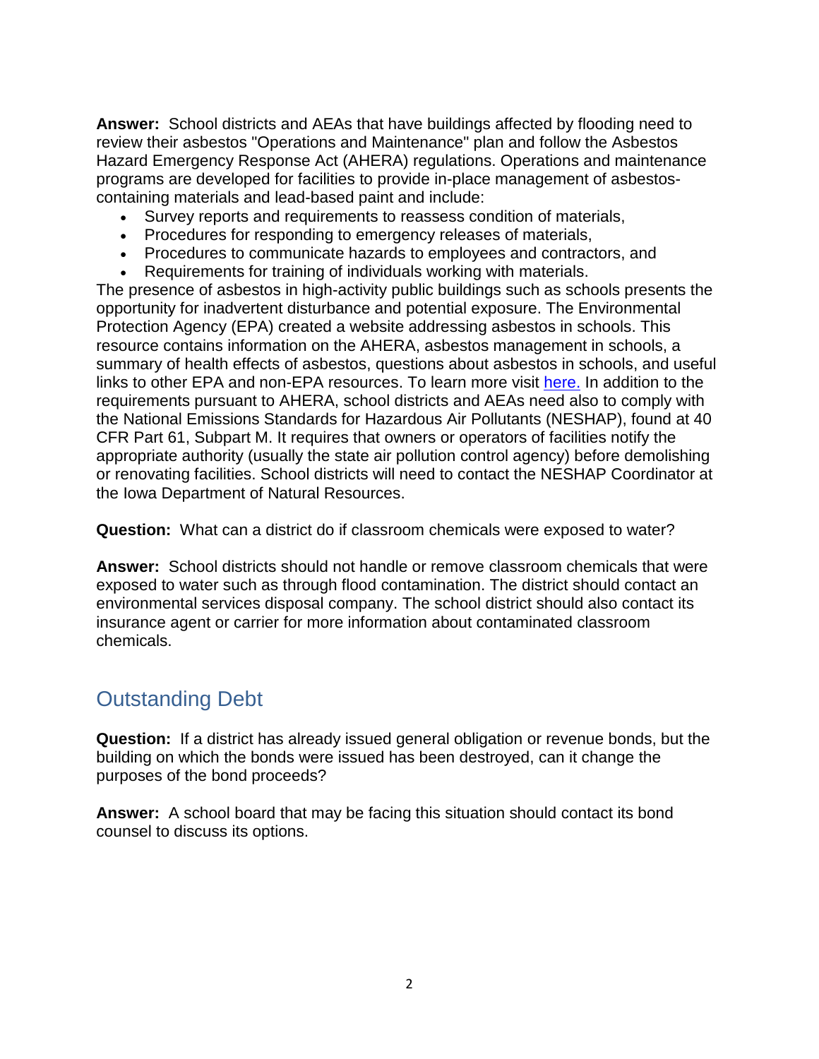**Answer:** School districts and AEAs that have buildings affected by flooding need to review their asbestos "Operations and Maintenance" plan and follow the Asbestos Hazard Emergency Response Act (AHERA) regulations. Operations and maintenance programs are developed for facilities to provide in-place management of asbestos-containing materials and lead-based paint and include:

- Survey reports and requirements to reassess condition of materials,
- Procedures for responding to emergency releases of materials,
- Procedures to communicate hazards to employees and contractors, and
- Requirements for training of individuals working with materials.

The presence of asbestos in high-activity public buildings such as schools presents the opportunity for inadvertent disturbance and potential exposure. The Environmental Protection Agency (EPA) created a website addressing asbestos in schools. This resource contains information on the AHERA, asbestos management in schools, a summary of health effects of asbestos, questions about asbestos in schools, and useful links to other EPA and non-EPA resources. To learn more visit here. In addition to the requirements pursuant to AHERA, school districts and AEAs need also to comply with the National Emissions Standards for Hazardous Air Pollutants (NESHAP), found at 40 CFR Part 61, Subpart M. It requires that owners or operators of facilities notify the appropriate authority (usually the state air pollution control agency) before demolishing or renovating facilities. School districts will need to contact the NESHAP Coordinator at the Iowa Department of Natural Resources.

**Question:** What can a district do if classroom chemicals were exposed to water?

**Answer:** School districts should not handle or remove classroom chemicals that were exposed to water such as through flood contamination. The district should contact an environmental services disposal company. The school district should also contact its insurance agent or carrier for more information about contaminated classroom chemicals.

## Outstanding Debt

**Question:** If a district has already issued general obligation or revenue bonds, but the building on which the bonds were issued has been destroyed, can it change the purposes of the bond proceeds?

**Answer:** A school board that may be facing this situation should contact its bond counsel to discuss its options.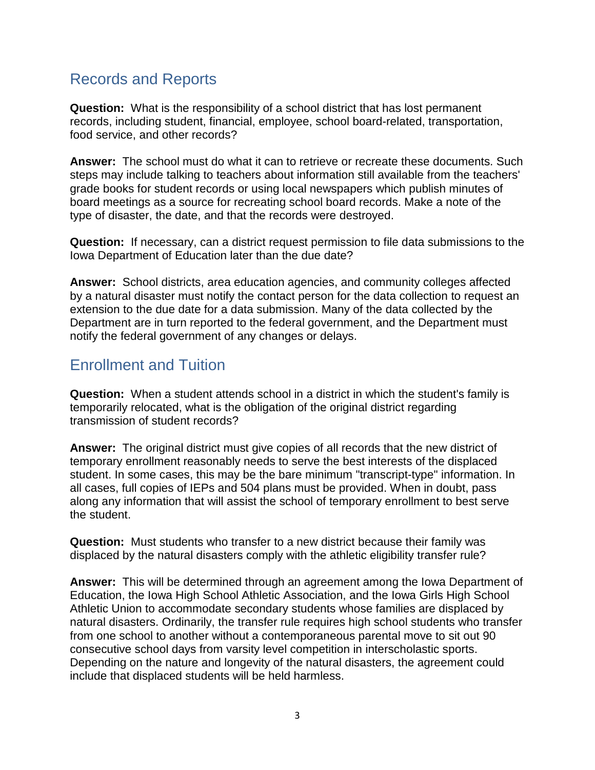## Records and Reports

**Question:** What is the responsibility of a school district that has lost permanent records, including student, financial, employee, school board-related, transportation, food service, and other records?

**Answer:** The school must do what it can to retrieve or recreate these documents. Such steps may include talking to teachers about information still available from the teachers' grade books for student records or using local newspapers which publish minutes of board meetings as a source for recreating school board records. Make a note of the type of disaster, the date, and that the records were destroyed.

**Question:** If necessary, can a district request permission to file data submissions to the Iowa Department of Education later than the due date?

**Answer:** School districts, area education agencies, and community colleges affected by a natural disaster must notify the contact person for the data collection to request an extension to the due date for a data submission. Many of the data collected by the Department are in turn reported to the federal government, and the Department must notify the federal government of any changes or delays.

## Enrollment and Tuition

**Question:** When a student attends school in a district in which the student's family is temporarily relocated, what is the obligation of the original district regarding transmission of student records?

**Answer:** The original district must give copies of all records that the new district of temporary enrollment reasonably needs to serve the best interests of the displaced student. In some cases, this may be the bare minimum "transcript-type" information. In all cases, full copies of IEPs and 504 plans must be provided. When in doubt, pass along any information that will assist the school of temporary enrollment to best serve the student.

**Question:** Must students who transfer to a new district because their family was displaced by the natural disasters comply with the athletic eligibility transfer rule?

**Answer:** This will be determined through an agreement among the Iowa Department of Education, the Iowa High School Athletic Association, and the Iowa Girls High School Athletic Union to accommodate secondary students whose families are displaced by natural disasters. Ordinarily, the transfer rule requires high school students who transfer from one school to another without a contemporaneous parental move to sit out 90 consecutive school days from varsity level competition in interscholastic sports. Depending on the nature and longevity of the natural disasters, the agreement could include that displaced students will be held harmless.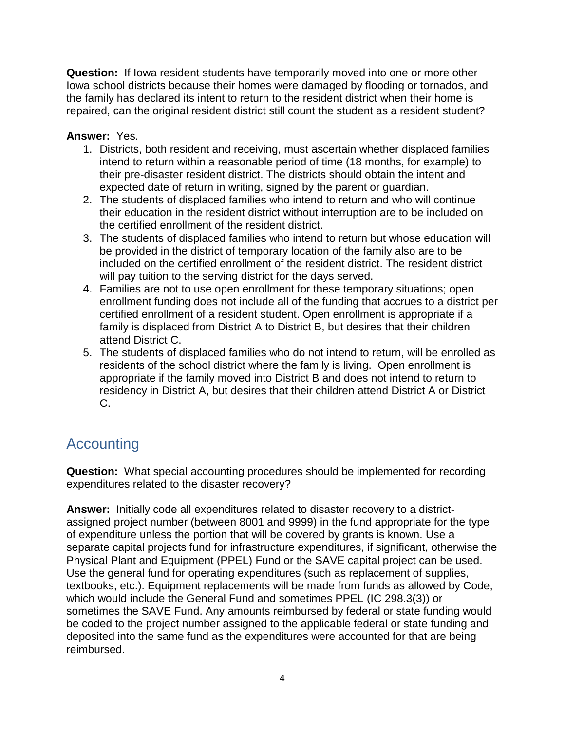**Question:** If Iowa resident students have temporarily moved into one or more other Iowa school districts because their homes were damaged by flooding or tornados, and the family has declared its intent to return to the resident district when their home is repaired, can the original resident district still count the student as a resident student?

**Answer:** Yes.

1. Districts, both resident and receiving, must ascertain whether displaced families intend to return within a reasonable period of time (18 months, for example) to their pre-disaster resident district. The districts should obtain the intent and expected date of return in writing, signed by the parent or guardian.
2. The students of displaced families who intend to return and who will continue their education in the resident district without interruption are to be included on the certified enrollment of the resident district.
3. The students of displaced families who intend to return but whose education will be provided in the district of temporary location of the family also are to be included on the certified enrollment of the resident district. The resident district will pay tuition to the serving district for the days served.
4. Families are not to use open enrollment for these temporary situations; open enrollment funding does not include all of the funding that accrues to a district per certified enrollment of a resident student. Open enrollment is appropriate if a family is displaced from District A to District B, but desires that their children attend District C.
5. The students of displaced families who do not intend to return, will be enrolled as residents of the school district where the family is living. Open enrollment is appropriate if the family moved into District B and does not intend to return to residency in District A, but desires that their children attend District A or District C.

## Accounting

**Question:** What special accounting procedures should be implemented for recording expenditures related to the disaster recovery?

**Answer:** Initially code all expenditures related to disaster recovery to a district-assigned project number (between 8001 and 9999) in the fund appropriate for the type of expenditure unless the portion that will be covered by grants is known. Use a separate capital projects fund for infrastructure expenditures, if significant, otherwise the Physical Plant and Equipment (PPEL) Fund or the SAVE capital project can be used. Use the general fund for operating expenditures (such as replacement of supplies, textbooks, etc.). Equipment replacements will be made from funds as allowed by Code, which would include the General Fund and sometimes PPEL (IC 298.3(3)) or sometimes the SAVE Fund. Any amounts reimbursed by federal or state funding would be coded to the project number assigned to the applicable federal or state funding and deposited into the same fund as the expenditures were accounted for that are being reimbursed.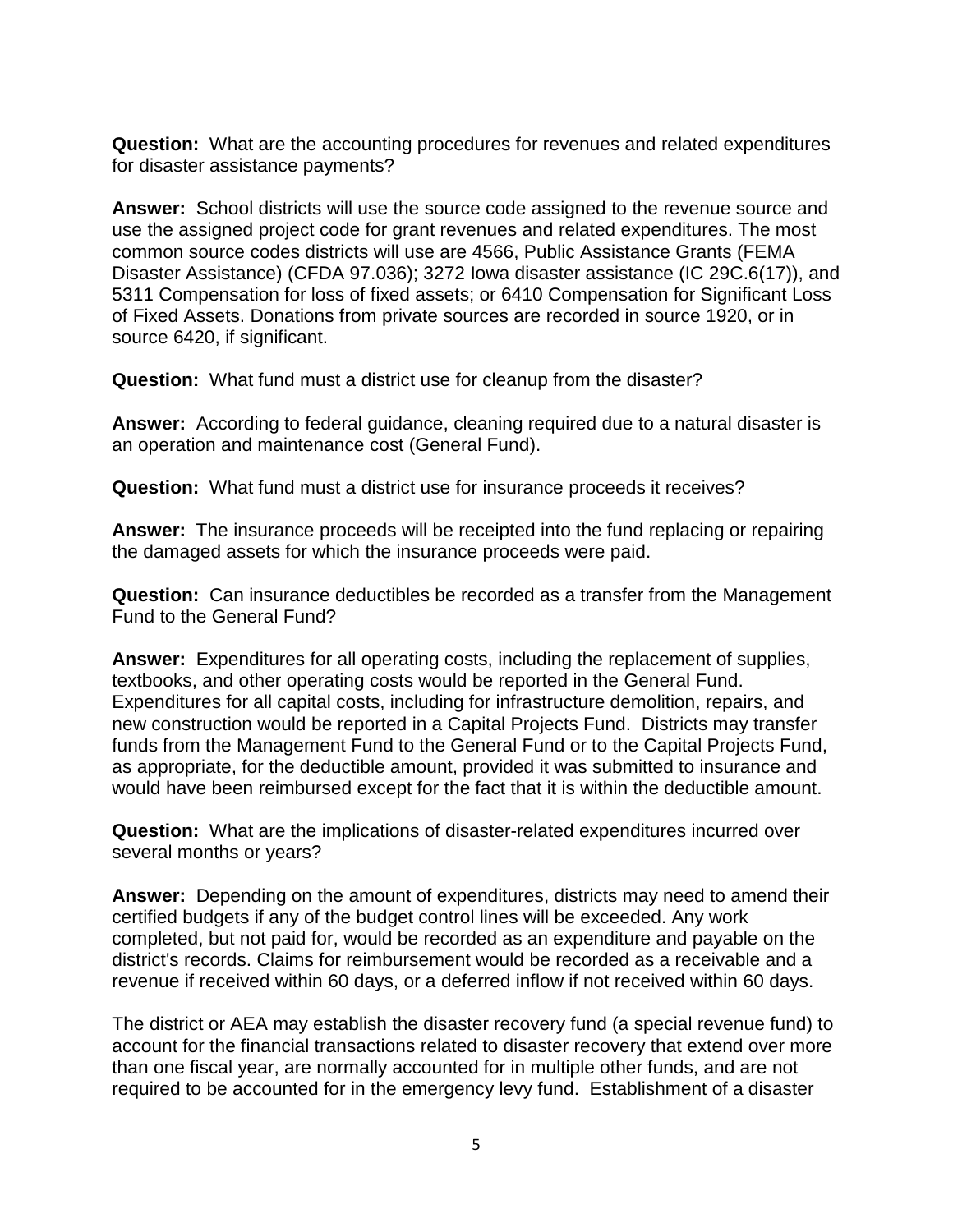**Question:** What are the accounting procedures for revenues and related expenditures for disaster assistance payments?

**Answer:** School districts will use the source code assigned to the revenue source and use the assigned project code for grant revenues and related expenditures. The most common source codes districts will use are 4566, Public Assistance Grants (FEMA Disaster Assistance) (CFDA 97.036); 3272 Iowa disaster assistance (IC 29C.6(17)), and 5311 Compensation for loss of fixed assets; or 6410 Compensation for Significant Loss of Fixed Assets. Donations from private sources are recorded in source 1920, or in source 6420, if significant.

**Question:** What fund must a district use for cleanup from the disaster?

**Answer:** According to federal guidance, cleaning required due to a natural disaster is an operation and maintenance cost (General Fund).

**Question:** What fund must a district use for insurance proceeds it receives?

**Answer:** The insurance proceeds will be receipted into the fund replacing or repairing the damaged assets for which the insurance proceeds were paid.

**Question:** Can insurance deductibles be recorded as a transfer from the Management Fund to the General Fund?

**Answer:** Expenditures for all operating costs, including the replacement of supplies, textbooks, and other operating costs would be reported in the General Fund. Expenditures for all capital costs, including for infrastructure demolition, repairs, and new construction would be reported in a Capital Projects Fund. Districts may transfer funds from the Management Fund to the General Fund or to the Capital Projects Fund, as appropriate, for the deductible amount, provided it was submitted to insurance and would have been reimbursed except for the fact that it is within the deductible amount.

**Question:** What are the implications of disaster-related expenditures incurred over several months or years?

**Answer:** Depending on the amount of expenditures, districts may need to amend their certified budgets if any of the budget control lines will be exceeded. Any work completed, but not paid for, would be recorded as an expenditure and payable on the district's records. Claims for reimbursement would be recorded as a receivable and a revenue if received within 60 days, or a deferred inflow if not received within 60 days.

The district or AEA may establish the disaster recovery fund (a special revenue fund) to account for the financial transactions related to disaster recovery that extend over more than one fiscal year, are normally accounted for in multiple other funds, and are not required to be accounted for in the emergency levy fund. Establishment of a disaster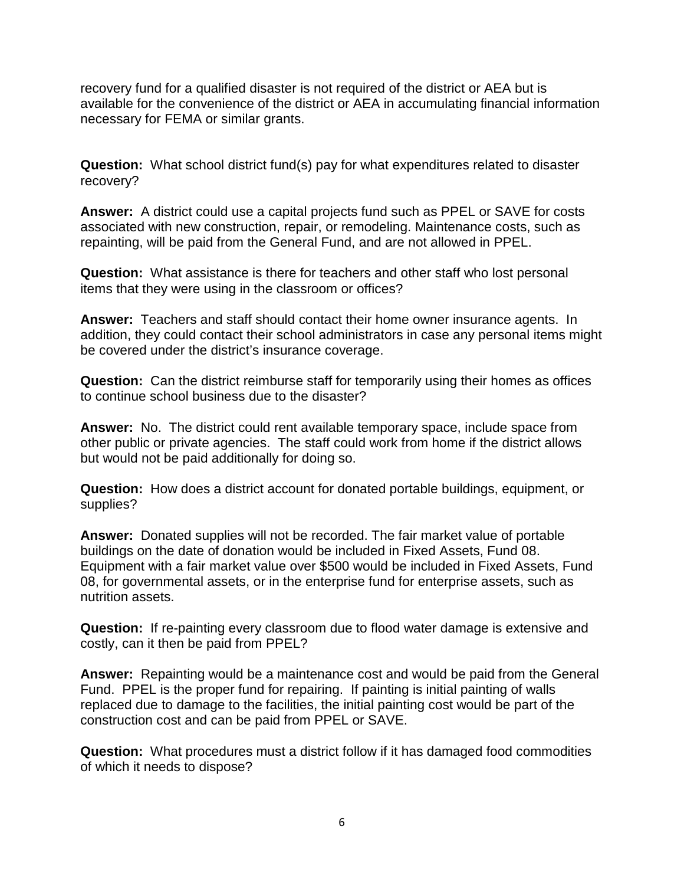recovery fund for a qualified disaster is not required of the district or AEA but is available for the convenience of the district or AEA in accumulating financial information necessary for FEMA or similar grants.

**Question:** What school district fund(s) pay for what expenditures related to disaster recovery?

**Answer:** A district could use a capital projects fund such as PPEL or SAVE for costs associated with new construction, repair, or remodeling. Maintenance costs, such as repainting, will be paid from the General Fund, and are not allowed in PPEL.

**Question:** What assistance is there for teachers and other staff who lost personal items that they were using in the classroom or offices?

**Answer:** Teachers and staff should contact their home owner insurance agents. In addition, they could contact their school administrators in case any personal items might be covered under the district's insurance coverage.

**Question:** Can the district reimburse staff for temporarily using their homes as offices to continue school business due to the disaster?

**Answer:** No. The district could rent available temporary space, include space from other public or private agencies. The staff could work from home if the district allows but would not be paid additionally for doing so.

**Question:** How does a district account for donated portable buildings, equipment, or supplies?

**Answer:** Donated supplies will not be recorded. The fair market value of portable buildings on the date of donation would be included in Fixed Assets, Fund 08. Equipment with a fair market value over $500 would be included in Fixed Assets, Fund 08, for governmental assets, or in the enterprise fund for enterprise assets, such as nutrition assets.

**Question:** If re-painting every classroom due to flood water damage is extensive and costly, can it then be paid from PPEL?

**Answer:** Repainting would be a maintenance cost and would be paid from the General Fund. PPEL is the proper fund for repairing. If painting is initial painting of walls replaced due to damage to the facilities, the initial painting cost would be part of the construction cost and can be paid from PPEL or SAVE.

**Question:** What procedures must a district follow if it has damaged food commodities of which it needs to dispose?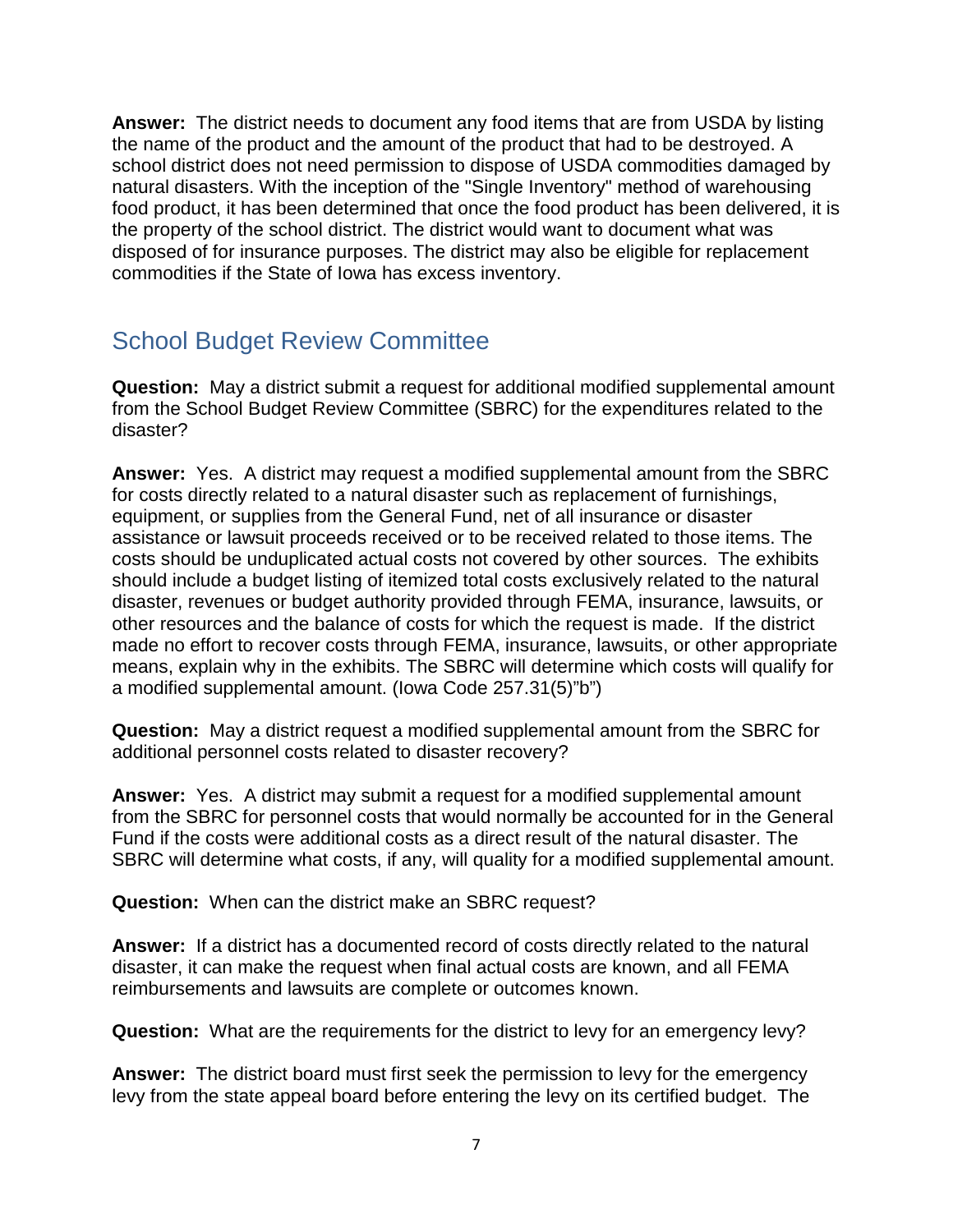**Answer:** The district needs to document any food items that are from USDA by listing the name of the product and the amount of the product that had to be destroyed. A school district does not need permission to dispose of USDA commodities damaged by natural disasters. With the inception of the "Single Inventory" method of warehousing food product, it has been determined that once the food product has been delivered, it is the property of the school district. The district would want to document what was disposed of for insurance purposes. The district may also be eligible for replacement commodities if the State of Iowa has excess inventory.

## School Budget Review Committee

**Question:** May a district submit a request for additional modified supplemental amount from the School Budget Review Committee (SBRC) for the expenditures related to the disaster?

**Answer:** Yes. A district may request a modified supplemental amount from the SBRC for costs directly related to a natural disaster such as replacement of furnishings, equipment, or supplies from the General Fund, net of all insurance or disaster assistance or lawsuit proceeds received or to be received related to those items. The costs should be unduplicated actual costs not covered by other sources. The exhibits should include a budget listing of itemized total costs exclusively related to the natural disaster, revenues or budget authority provided through FEMA, insurance, lawsuits, or other resources and the balance of costs for which the request is made. If the district made no effort to recover costs through FEMA, insurance, lawsuits, or other appropriate means, explain why in the exhibits. The SBRC will determine which costs will qualify for a modified supplemental amount. (Iowa Code 257.31(5)"b")

**Question:** May a district request a modified supplemental amount from the SBRC for additional personnel costs related to disaster recovery?

**Answer:** Yes. A district may submit a request for a modified supplemental amount from the SBRC for personnel costs that would normally be accounted for in the General Fund if the costs were additional costs as a direct result of the natural disaster. The SBRC will determine what costs, if any, will quality for a modified supplemental amount.

**Question:** When can the district make an SBRC request?

**Answer:** If a district has a documented record of costs directly related to the natural disaster, it can make the request when final actual costs are known, and all FEMA reimbursements and lawsuits are complete or outcomes known.

**Question:** What are the requirements for the district to levy for an emergency levy?

**Answer:** The district board must first seek the permission to levy for the emergency levy from the state appeal board before entering the levy on its certified budget. The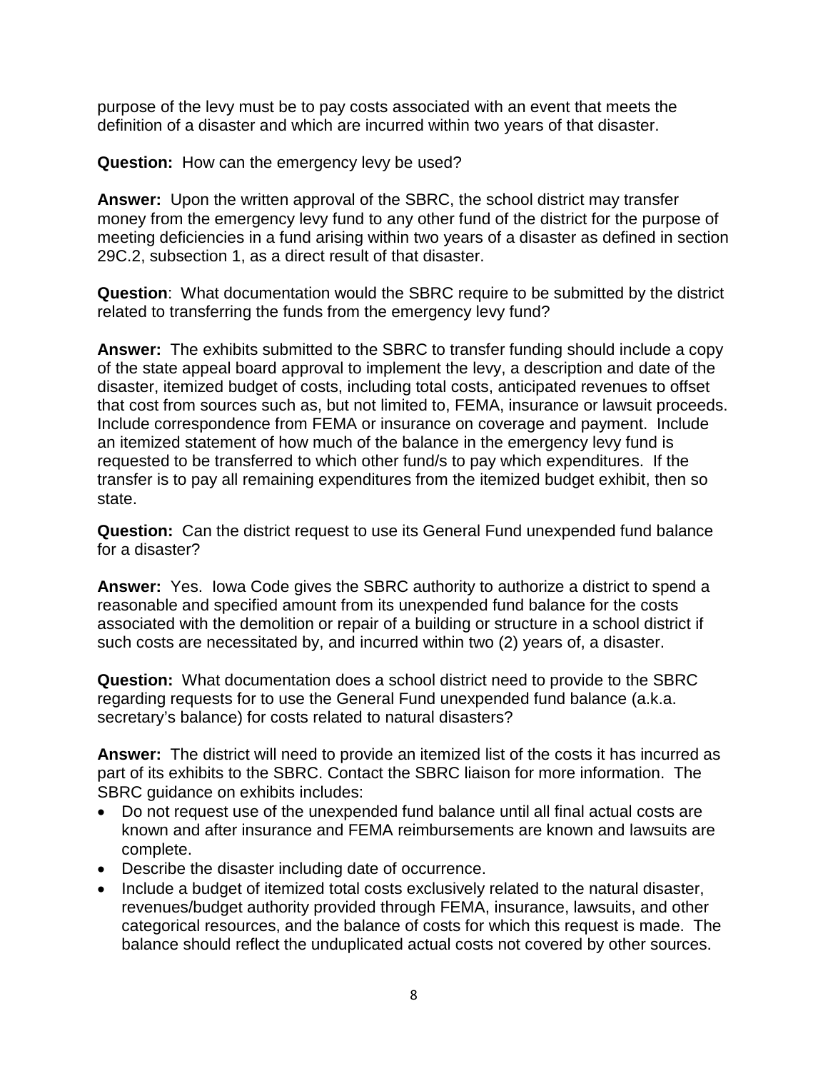purpose of the levy must be to pay costs associated with an event that meets the definition of a disaster and which are incurred within two years of that disaster.

**Question:** How can the emergency levy be used?

**Answer:** Upon the written approval of the SBRC, the school district may transfer money from the emergency levy fund to any other fund of the district for the purpose of meeting deficiencies in a fund arising within two years of a disaster as defined in section 29C.2, subsection 1, as a direct result of that disaster.

**Question**: What documentation would the SBRC require to be submitted by the district related to transferring the funds from the emergency levy fund?

**Answer:** The exhibits submitted to the SBRC to transfer funding should include a copy of the state appeal board approval to implement the levy, a description and date of the disaster, itemized budget of costs, including total costs, anticipated revenues to offset that cost from sources such as, but not limited to, FEMA, insurance or lawsuit proceeds. Include correspondence from FEMA or insurance on coverage and payment. Include an itemized statement of how much of the balance in the emergency levy fund is requested to be transferred to which other fund/s to pay which expenditures. If the transfer is to pay all remaining expenditures from the itemized budget exhibit, then so state.

**Question:** Can the district request to use its General Fund unexpended fund balance for a disaster?

**Answer:** Yes. Iowa Code gives the SBRC authority to authorize a district to spend a reasonable and specified amount from its unexpended fund balance for the costs associated with the demolition or repair of a building or structure in a school district if such costs are necessitated by, and incurred within two (2) years of, a disaster.

**Question:** What documentation does a school district need to provide to the SBRC regarding requests for to use the General Fund unexpended fund balance (a.k.a. secretary's balance) for costs related to natural disasters?

**Answer:** The district will need to provide an itemized list of the costs it has incurred as part of its exhibits to the SBRC. Contact the SBRC liaison for more information. The SBRC guidance on exhibits includes:

- Do not request use of the unexpended fund balance until all final actual costs are known and after insurance and FEMA reimbursements are known and lawsuits are complete.
- Describe the disaster including date of occurrence.
- Include a budget of itemized total costs exclusively related to the natural disaster, revenues/budget authority provided through FEMA, insurance, lawsuits, and other categorical resources, and the balance of costs for which this request is made. The balance should reflect the unduplicated actual costs not covered by other sources.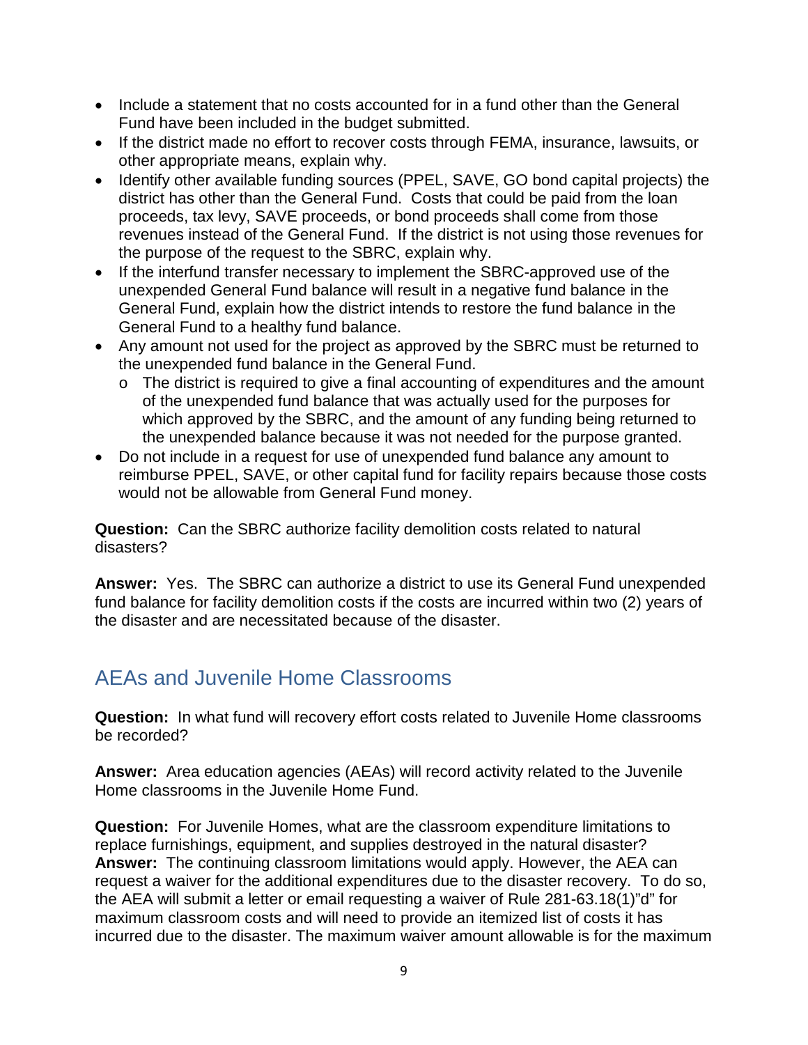- Include a statement that no costs accounted for in a fund other than the General Fund have been included in the budget submitted.
- If the district made no effort to recover costs through FEMA, insurance, lawsuits, or other appropriate means, explain why.
- Identify other available funding sources (PPEL, SAVE, GO bond capital projects) the district has other than the General Fund. Costs that could be paid from the loan proceeds, tax levy, SAVE proceeds, or bond proceeds shall come from those revenues instead of the General Fund. If the district is not using those revenues for the purpose of the request to the SBRC, explain why.
- If the interfund transfer necessary to implement the SBRC-approved use of the unexpended General Fund balance will result in a negative fund balance in the General Fund, explain how the district intends to restore the fund balance in the General Fund to a healthy fund balance.
- Any amount not used for the project as approved by the SBRC must be returned to the unexpended fund balance in the General Fund.
    - The district is required to give a final accounting of expenditures and the amount of the unexpended fund balance that was actually used for the purposes for which approved by the SBRC, and the amount of any funding being returned to the unexpended balance because it was not needed for the purpose granted.
- Do not include in a request for use of unexpended fund balance any amount to reimburse PPEL, SAVE, or other capital fund for facility repairs because those costs would not be allowable from General Fund money.

**Question:** Can the SBRC authorize facility demolition costs related to natural disasters?

**Answer:** Yes. The SBRC can authorize a district to use its General Fund unexpended fund balance for facility demolition costs if the costs are incurred within two (2) years of the disaster and are necessitated because of the disaster.

## AEAs and Juvenile Home Classrooms

**Question:** In what fund will recovery effort costs related to Juvenile Home classrooms be recorded?

**Answer:** Area education agencies (AEAs) will record activity related to the Juvenile Home classrooms in the Juvenile Home Fund.

**Question:** For Juvenile Homes, what are the classroom expenditure limitations to replace furnishings, equipment, and supplies destroyed in the natural disaster?
**Answer:** The continuing classroom limitations would apply. However, the AEA can request a waiver for the additional expenditures due to the disaster recovery. To do so, the AEA will submit a letter or email requesting a waiver of Rule 281-63.18(1)"d" for maximum classroom costs and will need to provide an itemized list of costs it has incurred due to the disaster. The maximum waiver amount allowable is for the maximum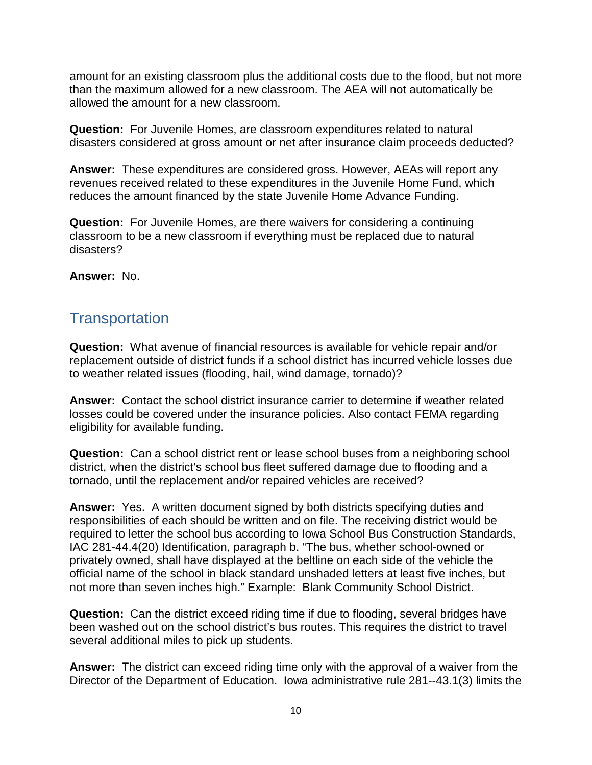amount for an existing classroom plus the additional costs due to the flood, but not more than the maximum allowed for a new classroom. The AEA will not automatically be allowed the amount for a new classroom.

**Question:** For Juvenile Homes, are classroom expenditures related to natural disasters considered at gross amount or net after insurance claim proceeds deducted?

**Answer:** These expenditures are considered gross. However, AEAs will report any revenues received related to these expenditures in the Juvenile Home Fund, which reduces the amount financed by the state Juvenile Home Advance Funding.

**Question:** For Juvenile Homes, are there waivers for considering a continuing classroom to be a new classroom if everything must be replaced due to natural disasters?

**Answer:** No.

## Transportation

**Question:** What avenue of financial resources is available for vehicle repair and/or replacement outside of district funds if a school district has incurred vehicle losses due to weather related issues (flooding, hail, wind damage, tornado)?

**Answer:** Contact the school district insurance carrier to determine if weather related losses could be covered under the insurance policies. Also contact FEMA regarding eligibility for available funding.

**Question:** Can a school district rent or lease school buses from a neighboring school district, when the district's school bus fleet suffered damage due to flooding and a tornado, until the replacement and/or repaired vehicles are received?

**Answer:** Yes. A written document signed by both districts specifying duties and responsibilities of each should be written and on file. The receiving district would be required to letter the school bus according to Iowa School Bus Construction Standards, IAC 281-44.4(20) Identification, paragraph b. "The bus, whether school-owned or privately owned, shall have displayed at the beltline on each side of the vehicle the official name of the school in black standard unshaded letters at least five inches, but not more than seven inches high." Example: Blank Community School District.

**Question:** Can the district exceed riding time if due to flooding, several bridges have been washed out on the school district's bus routes. This requires the district to travel several additional miles to pick up students.

**Answer:** The district can exceed riding time only with the approval of a waiver from the Director of the Department of Education. Iowa administrative rule 281--43.1(3) limits the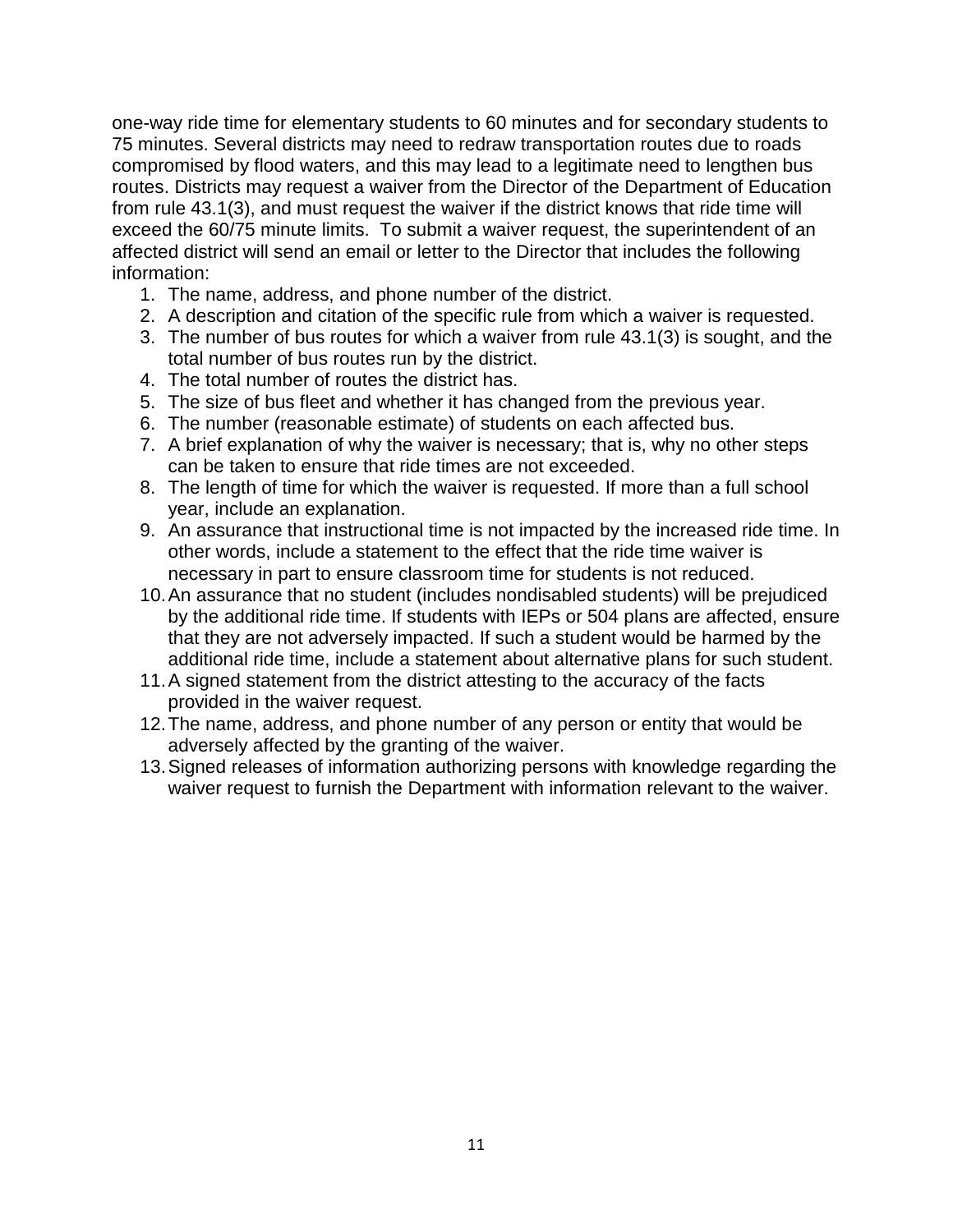one-way ride time for elementary students to 60 minutes and for secondary students to 75 minutes. Several districts may need to redraw transportation routes due to roads compromised by flood waters, and this may lead to a legitimate need to lengthen bus routes. Districts may request a waiver from the Director of the Department of Education from rule 43.1(3), and must request the waiver if the district knows that ride time will exceed the 60/75 minute limits. To submit a waiver request, the superintendent of an affected district will send an email or letter to the Director that includes the following information:

1. The name, address, and phone number of the district.
2. A description and citation of the specific rule from which a waiver is requested.
3. The number of bus routes for which a waiver from rule 43.1(3) is sought, and the total number of bus routes run by the district.
4. The total number of routes the district has.
5. The size of bus fleet and whether it has changed from the previous year.
6. The number (reasonable estimate) of students on each affected bus.
7. A brief explanation of why the waiver is necessary; that is, why no other steps can be taken to ensure that ride times are not exceeded.
8. The length of time for which the waiver is requested. If more than a full school year, include an explanation.
9. An assurance that instructional time is not impacted by the increased ride time. In other words, include a statement to the effect that the ride time waiver is necessary in part to ensure classroom time for students is not reduced.
10. An assurance that no student (includes nondisabled students) will be prejudiced by the additional ride time. If students with IEPs or 504 plans are affected, ensure that they are not adversely impacted. If such a student would be harmed by the additional ride time, include a statement about alternative plans for such student.
11. A signed statement from the district attesting to the accuracy of the facts provided in the waiver request.
12. The name, address, and phone number of any person or entity that would be adversely affected by the granting of the waiver.
13. Signed releases of information authorizing persons with knowledge regarding the waiver request to furnish the Department with information relevant to the waiver.